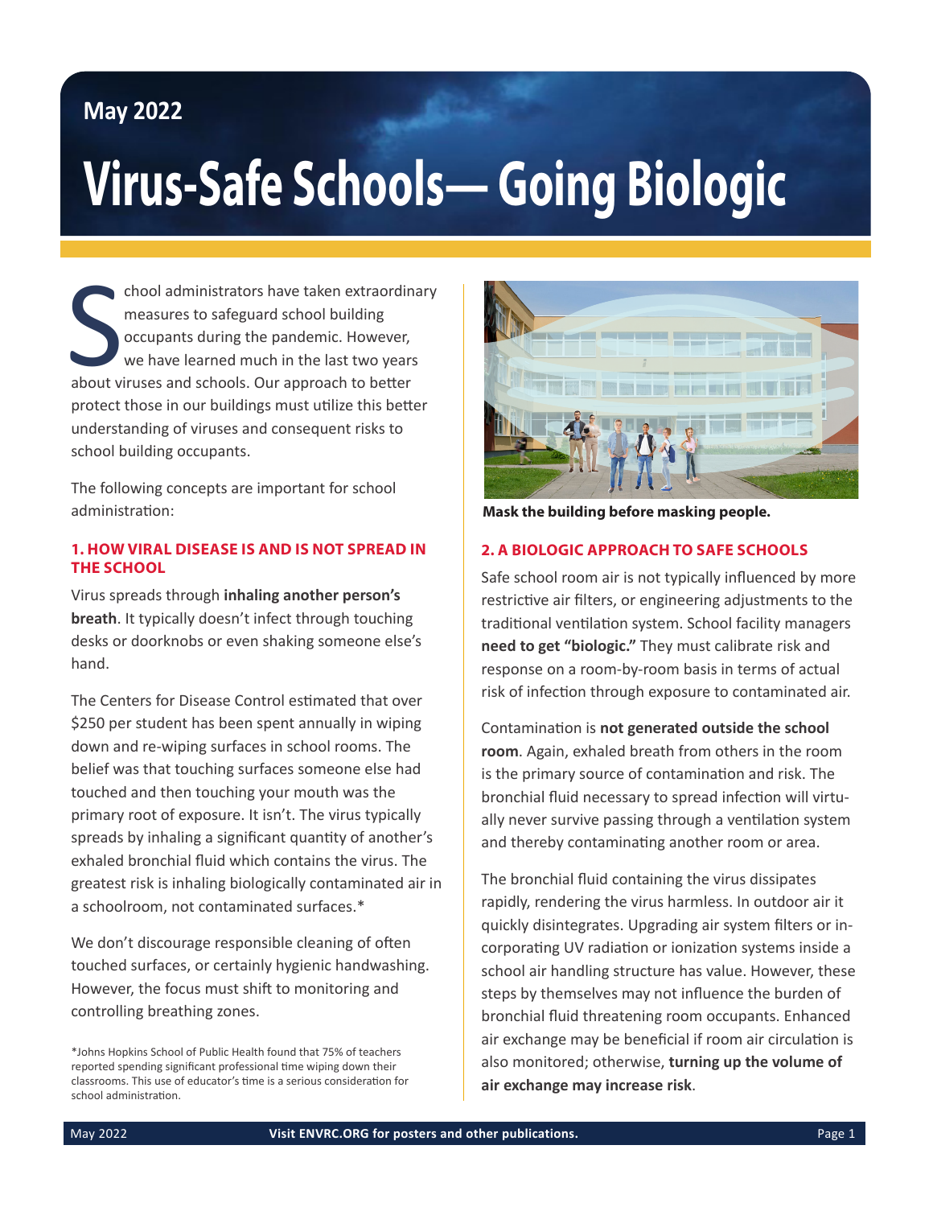May 2022

# Virus-Safe Schools— Going Biologic

School administrators have taken extraordinary measures to safeguard school building occupants during the pandemic. However, we have learned much in the last two years about viruses and schools. Our approach to better protect those in our buildings must utilize this better understanding of viruses and consequent risks to school building occupants.

The following concepts are important for school administration:

## 1. HOW VIRAL DISEASE IS AND IS NOT SPREAD IN THE SCHOOL

Virus spreads through **inhaling another person's breath**. It typically doesn't infect through touching desks or doorknobs or even shaking someone else's hand.

The Centers for Disease Control estimated that over $250 per student has been spent annually in wiping down and re-wiping surfaces in school rooms. The belief was that touching surfaces someone else had touched and then touching your mouth was the primary root of exposure. It isn't. The virus typically spreads by inhaling a significant quantity of another's exhaled bronchial fluid which contains the virus. The greatest risk is inhaling biologically contaminated air in a schoolroom, not contaminated surfaces.*

We don't discourage responsible cleaning of often touched surfaces, or certainly hygienic handwashing. However, the focus must shift to monitoring and controlling breathing zones.

*Johns Hopkins School of Public Health found that 75% of teachers reported spending significant professional time wiping down their classrooms. This use of educator's time is a serious consideration for school administration.

**Mask the building before masking people.**

## 2. A BIOLOGIC APPROACH TO SAFE SCHOOLS

Safe school room air is not typically influenced by more restrictive air filters, or engineering adjustments to the traditional ventilation system. School facility managers **need to get "biologic."** They must calibrate risk and response on a room-by-room basis in terms of actual risk of infection through exposure to contaminated air.

Contamination is **not generated outside the school room**. Again, exhaled breath from others in the room is the primary source of contamination and risk. The bronchial fluid necessary to spread infection will virtually never survive passing through a ventilation system and thereby contaminating another room or area.

The bronchial fluid containing the virus dissipates rapidly, rendering the virus harmless. In outdoor air it quickly disintegrates. Upgrading air system filters or incorporating UV radiation or ionization systems inside a school air handling structure has value. However, these steps by themselves may not influence the burden of bronchial fluid threatening room occupants. Enhanced air exchange may be beneficial if room air circulation is also monitored; otherwise, **turning up the volume of air exchange may increase risk**.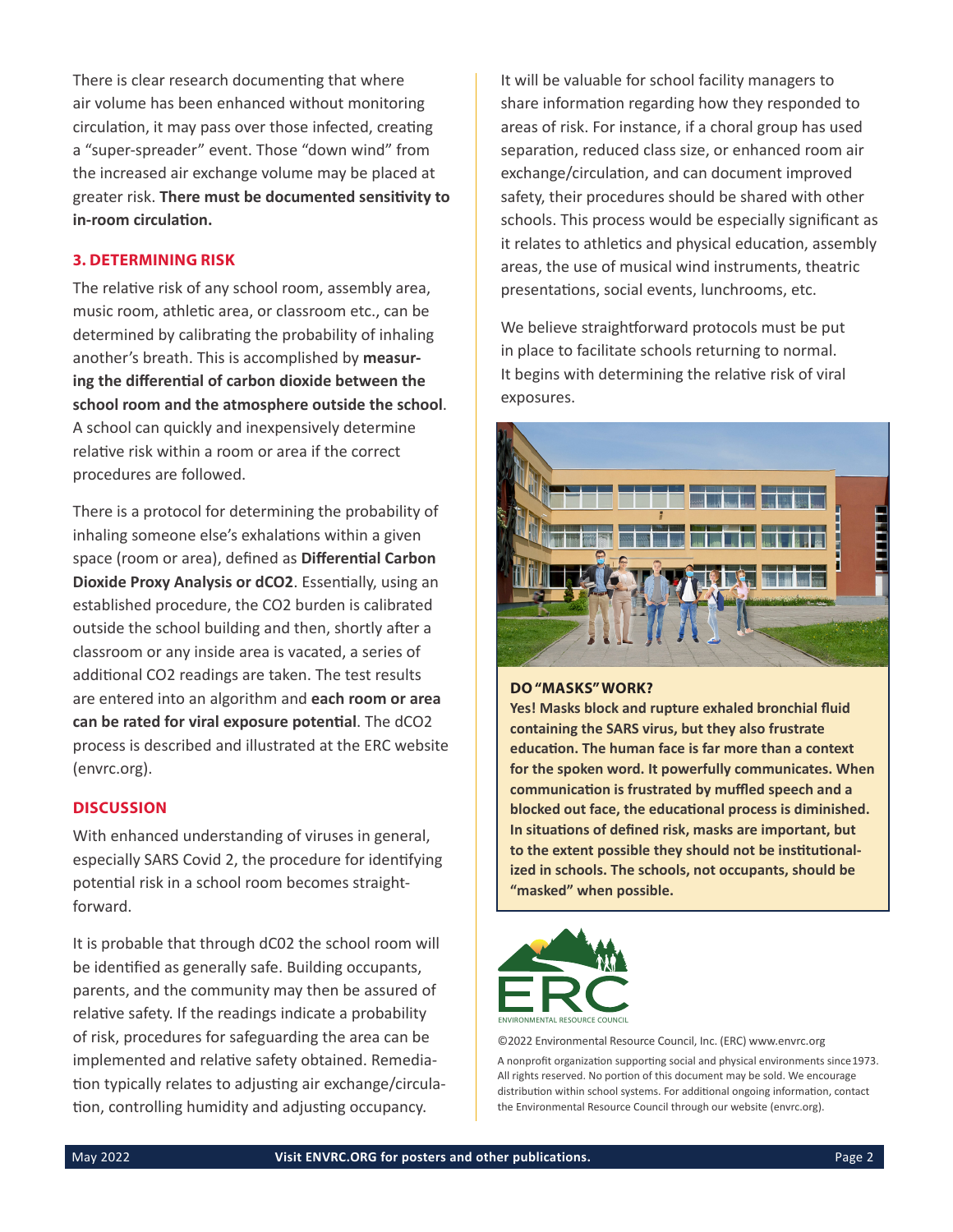There is clear research documenting that where air volume has been enhanced without monitoring circulation, it may pass over those infected, creating a "super-spreader" event. Those "down wind" from the increased air exchange volume may be placed at greater risk. **There must be documented sensitivity to in-room circulation.**

## 3. DETERMINING RISK

The relative risk of any school room, assembly area, music room, athletic area, or classroom etc., can be determined by calibrating the probability of inhaling another's breath. This is accomplished by **measuring the differential of carbon dioxide between the school room and the atmosphere outside the school**. A school can quickly and inexpensively determine relative risk within a room or area if the correct procedures are followed.

There is a protocol for determining the probability of inhaling someone else's exhalations within a given space (room or area), defined as **Differential Carbon Dioxide Proxy Analysis or dCO2**. Essentially, using an established procedure, the CO2 burden is calibrated outside the school building and then, shortly after a classroom or any inside area is vacated, a series of additional CO2 readings are taken. The test results are entered into an algorithm and **each room or area can be rated for viral exposure potential**. The dCO2 process is described and illustrated at the ERC website (envrc.org).

## DISCUSSION

With enhanced understanding of viruses in general, especially SARS Covid 2, the procedure for identifying potential risk in a school room becomes straightforward.

It is probable that through dC02 the school room will be identified as generally safe. Building occupants, parents, and the community may then be assured of relative safety. If the readings indicate a probability of risk, procedures for safeguarding the area can be implemented and relative safety obtained. Remediation typically relates to adjusting air exchange/circulation, controlling humidity and adjusting occupancy.

It will be valuable for school facility managers to share information regarding how they responded to areas of risk. For instance, if a choral group has used separation, reduced class size, or enhanced room air exchange/circulation, and can document improved safety, their procedures should be shared with other schools. This process would be especially significant as it relates to athletics and physical education, assembly areas, the use of musical wind instruments, theatric presentations, social events, lunchrooms, etc.

We believe straightforward protocols must be put in place to facilitate schools returning to normal. It begins with determining the relative risk of viral exposures.

**DO "MASKS" WORK?**

**Yes! Masks block and rupture exhaled bronchial fluid containing the SARS virus, but they also frustrate education. The human face is far more than a context for the spoken word. It powerfully communicates. When communication is frustrated by muffled speech and a blocked out face, the educational process is diminished. In situations of defined risk, masks are important, but to the extent possible they should not be institutionalized in schools. The schools, not occupants, should be "masked" when possible.**

ERC
ENVIRONMENTAL RESOURCE COUNCIL

©2022 Environmental Resource Council, Inc. (ERC) www.envrc.org

A nonprofit organization supporting social and physical environments since 1973. All rights reserved. No portion of this document may be sold. We encourage distribution within school systems. For additional ongoing information, contact the Environmental Resource Council through our website (envrc.org).

May 2022 — Visit ENVRC.ORG for posters and other publications.